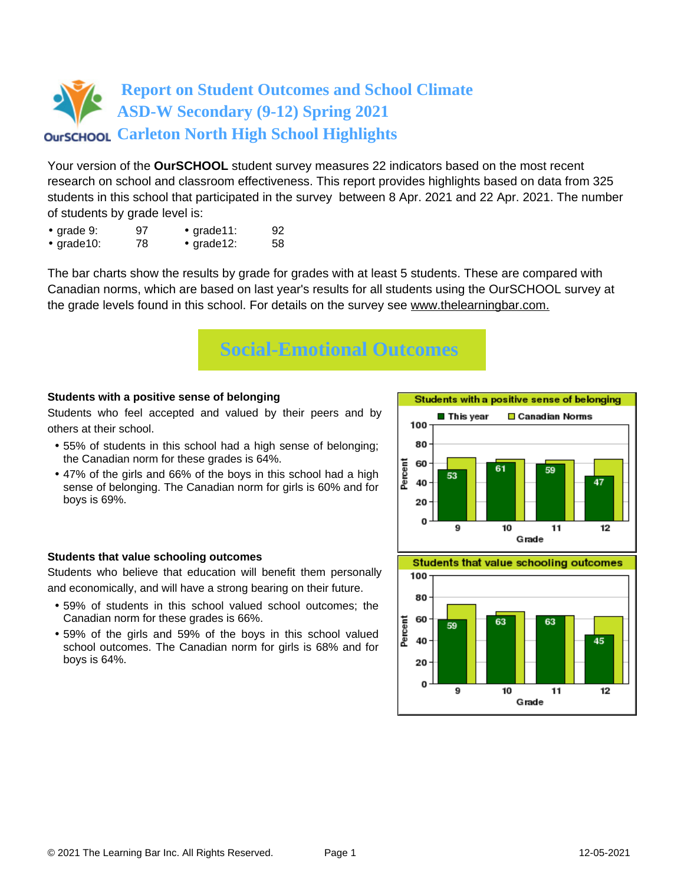# Report on Student Outcomes and School Climate
# ASD-W Secondary (9-12) Spring 2021
# Carleton North High School Highlights

Your version of the **OurSCHOOL** student survey measures 22 indicators based on the most recent research on school and classroom effectiveness. This report provides highlights based on data from 325 students in this school that participated in the survey between 8 Apr. 2021 and 22 Apr. 2021. The number of students by grade level is:

- grade 9: 97
- grade10: 78
- grade11: 92
- grade12: 58

The bar charts show the results by grade for grades with at least 5 students. These are compared with Canadian norms, which are based on last year's results for all students using the OurSCHOOL survey at the grade levels found in this school. For details on the survey see www.thelearningbar.com.

## Social-Emotional Outcomes

### Students with a positive sense of belonging

Students who feel accepted and valued by their peers and by others at their school.

- 55% of students in this school had a high sense of belonging; the Canadian norm for these grades is 64%.
- 47% of the girls and 66% of the boys in this school had a high sense of belonging. The Canadian norm for girls is 60% and for boys is 69%.

**Students with a positive sense of belonging** (Percent)

| Grade | This year |
|---|---|
| 9 | 53 |
| 10 | 61 |
| 11 | 59 |
| 12 | 47 |

### Students that value schooling outcomes

Students who believe that education will benefit them personally and economically, and will have a strong bearing on their future.

- 59% of students in this school valued school outcomes; the Canadian norm for these grades is 66%.
- 59% of the girls and 59% of the boys in this school valued school outcomes. The Canadian norm for girls is 68% and for boys is 64%.

**Students that value schooling outcomes** (Percent)

| Grade | This year |
|---|---|
| 9 | 59 |
| 10 | 63 |
| 11 | 63 |
| 12 | 45 |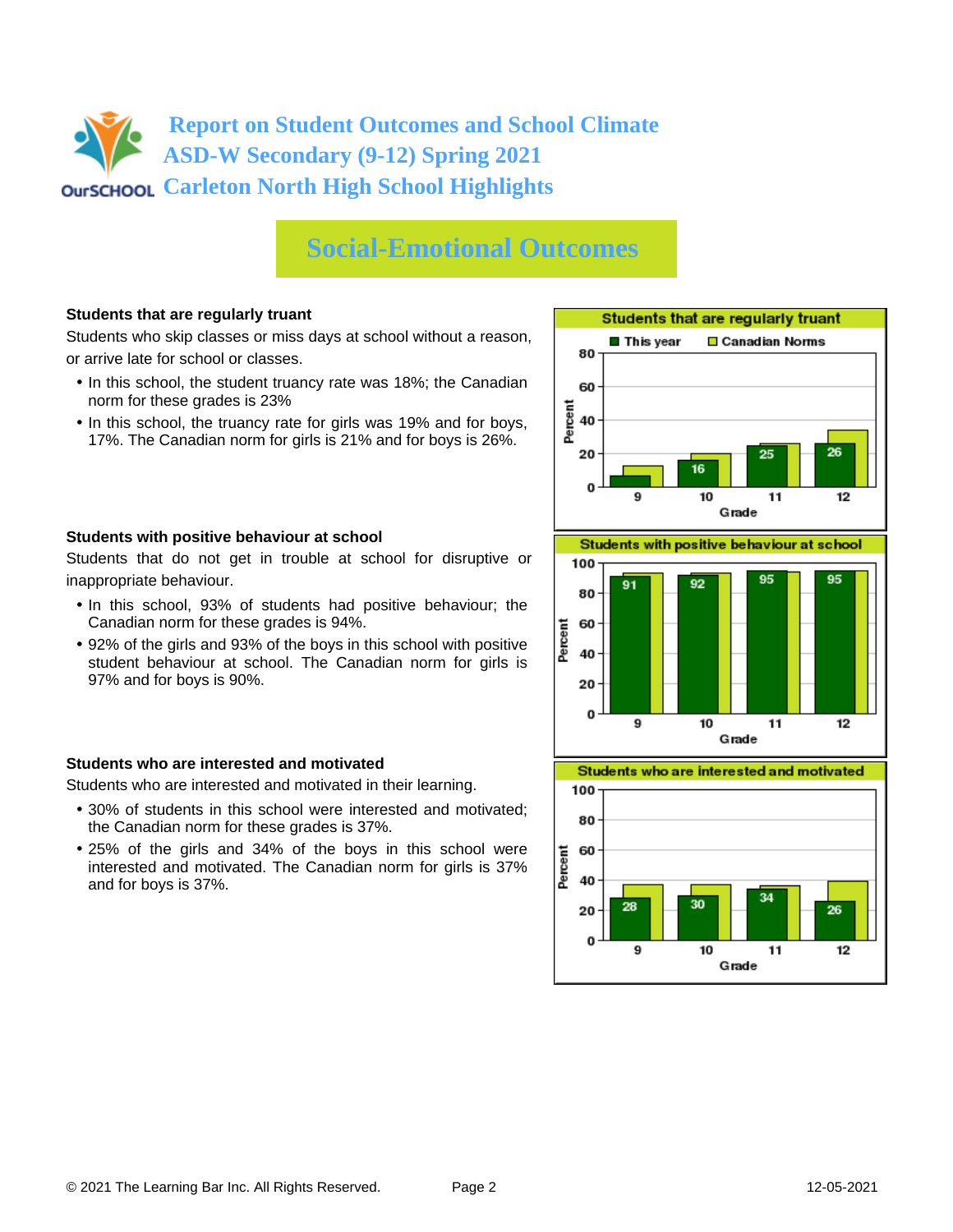# Report on Student Outcomes and School Climate
## ASD-W Secondary (9-12) Spring 2021
## Carleton North High School Highlights

## Social-Emotional Outcomes

**Students that are regularly truant**

Students who skip classes or miss days at school without a reason, or arrive late for school or classes.

- In this school, the student truancy rate was 18%; the Canadian norm for these grades is 23%
- In this school, the truancy rate for girls was 19% and for boys, 17%. The Canadian norm for girls is 21% and for boys is 26%.

**Students that are regularly truant**

| Grade | This year | Canadian Norms |
|---|---|---|
| 9 | | |
| 10 | 16 | |
| 11 | 25 | |
| 12 | 26 | |

**Students with positive behaviour at school**

Students that do not get in trouble at school for disruptive or inappropriate behaviour.

- In this school, 93% of students had positive behaviour; the Canadian norm for these grades is 94%.
- 92% of the girls and 93% of the boys in this school with positive student behaviour at school. The Canadian norm for girls is 97% and for boys is 90%.

**Students with positive behaviour at school**

| Grade | This year | Canadian Norms |
|---|---|---|
| 9 | 91 | |
| 10 | 92 | |
| 11 | 95 | |
| 12 | 95 | |

**Students who are interested and motivated**

Students who are interested and motivated in their learning.

- 30% of students in this school were interested and motivated; the Canadian norm for these grades is 37%.
- 25% of the girls and 34% of the boys in this school were interested and motivated. The Canadian norm for girls is 37% and for boys is 37%.

**Students who are interested and motivated**

| Grade | This year | Canadian Norms |
|---|---|---|
| 9 | 28 | |
| 10 | 30 | |
| 11 | 34 | |
| 12 | 26 | |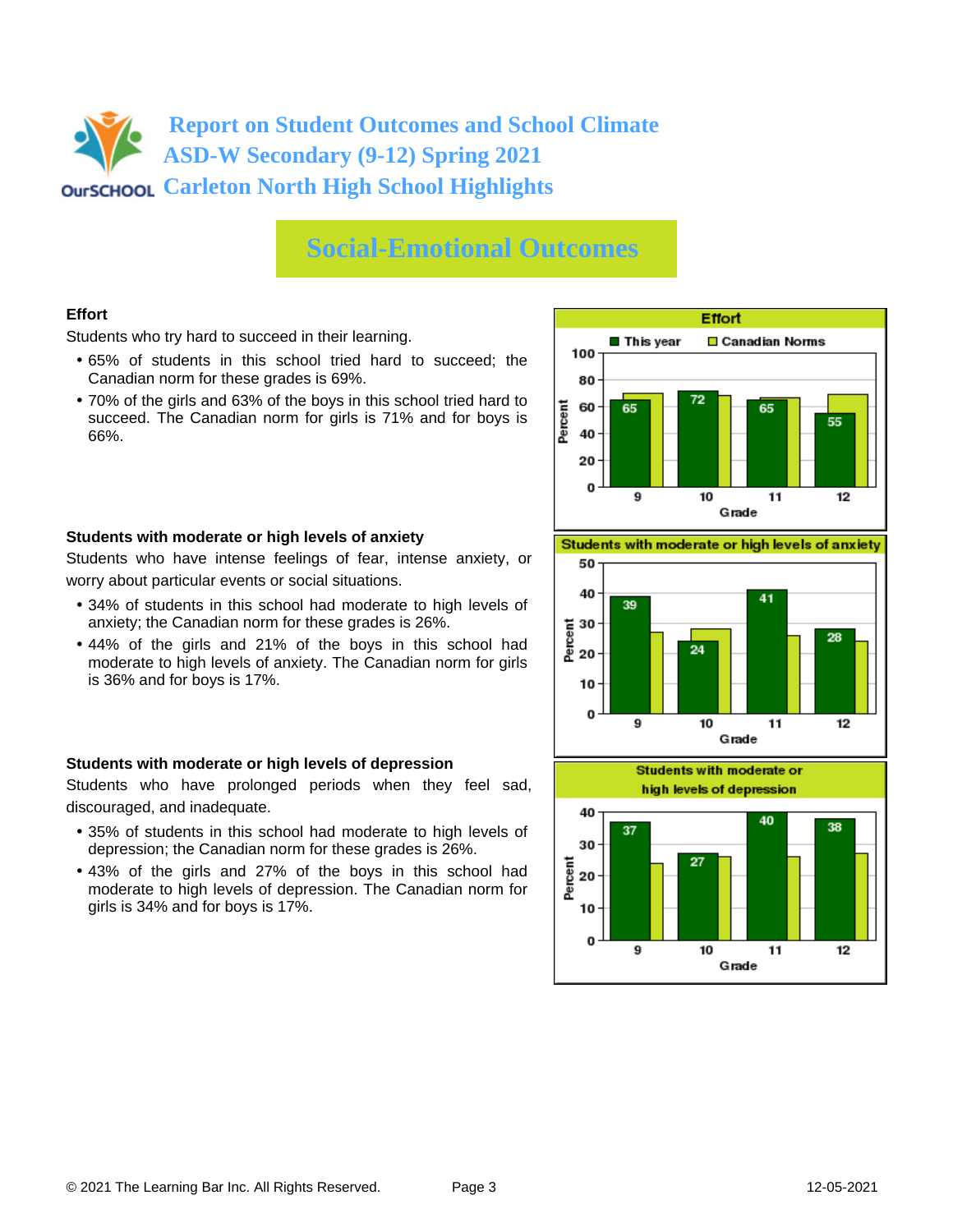# Report on Student Outcomes and School Climate
# ASD-W Secondary (9-12) Spring 2021
# Carleton North High School Highlights

## Social-Emotional Outcomes

### Effort

Students who try hard to succeed in their learning.

- 65% of students in this school tried hard to succeed; the Canadian norm for these grades is 69%.
- 70% of the girls and 63% of the boys in this school tried hard to succeed. The Canadian norm for girls is 71% and for boys is 66%.

**Effort**

| Grade | This year | Canadian Norms |
|---|---|---|
| 9 | 65 | |
| 10 | 72 | |
| 11 | 65 | |
| 12 | 55 | |

### Students with moderate or high levels of anxiety

Students who have intense feelings of fear, intense anxiety, or worry about particular events or social situations.

- 34% of students in this school had moderate to high levels of anxiety; the Canadian norm for these grades is 26%.
- 44% of the girls and 21% of the boys in this school had moderate to high levels of anxiety. The Canadian norm for girls is 36% and for boys is 17%.

**Students with moderate or high levels of anxiety**

| Grade | This year | Canadian Norms |
|---|---|---|
| 9 | 39 | |
| 10 | 24 | |
| 11 | 41 | |
| 12 | 28 | |

### Students with moderate or high levels of depression

Students who have prolonged periods when they feel sad, discouraged, and inadequate.

- 35% of students in this school had moderate to high levels of depression; the Canadian norm for these grades is 26%.
- 43% of the girls and 27% of the boys in this school had moderate to high levels of depression. The Canadian norm for girls is 34% and for boys is 17%.

**Students with moderate or high levels of depression**

| Grade | This year | Canadian Norms |
|---|---|---|
| 9 | 37 | |
| 10 | 27 | |
| 11 | 40 | |
| 12 | 38 | |

© 2021 The Learning Bar Inc. All Rights Reserved. 12-05-2021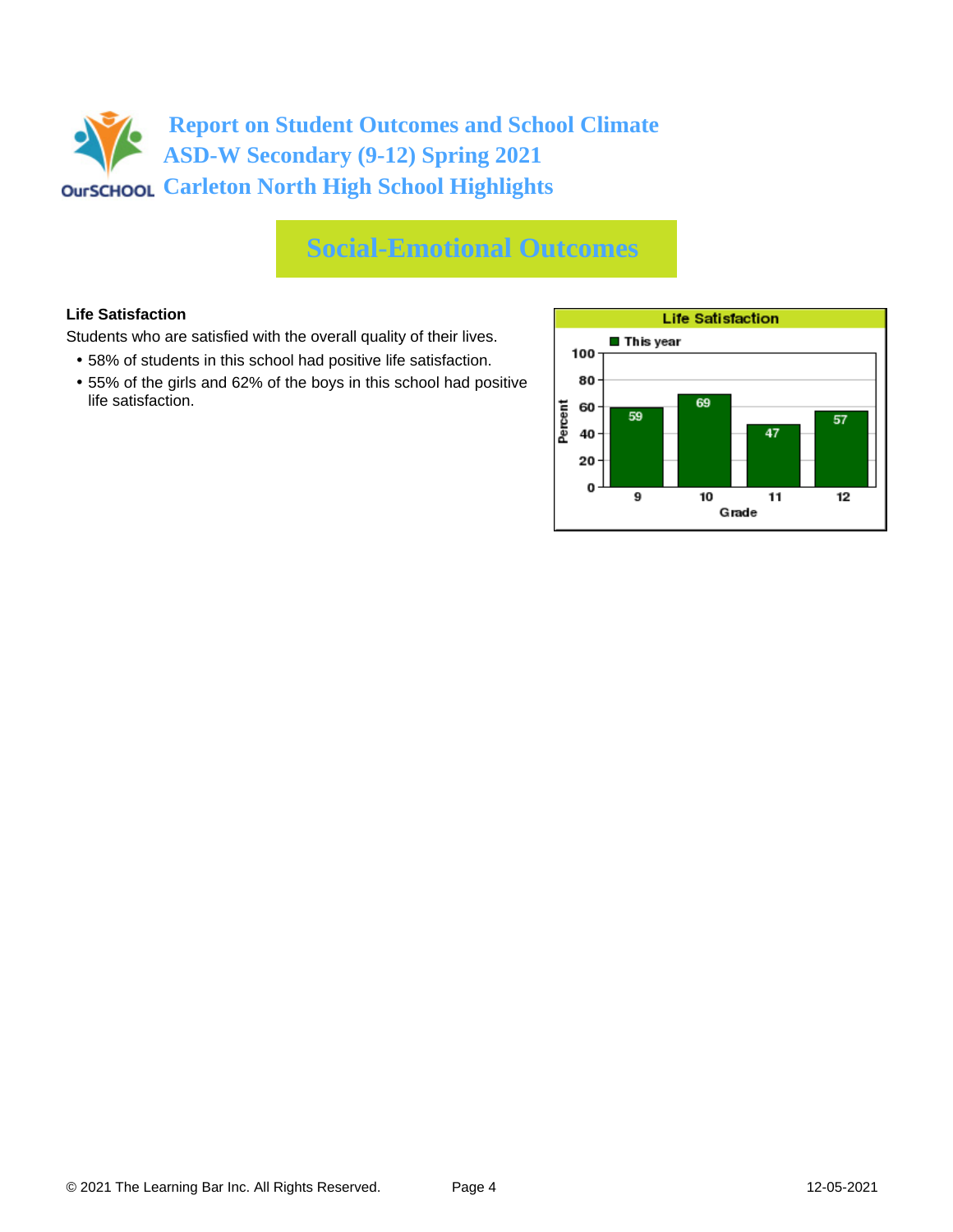# Report on Student Outcomes and School Climate
# ASD-W Secondary (9-12) Spring 2021
# Carleton North High School Highlights

## Social-Emotional Outcomes

**Life Satisfaction**

Students who are satisfied with the overall quality of their lives.

- 58% of students in this school had positive life satisfaction.
- 55% of the girls and 62% of the boys in this school had positive life satisfaction.

**Life Satisfaction**

| Grade | This year (Percent) |
|---|---|
| 9 | 59 |
| 10 | 69 |
| 11 | 47 |
| 12 | 57 |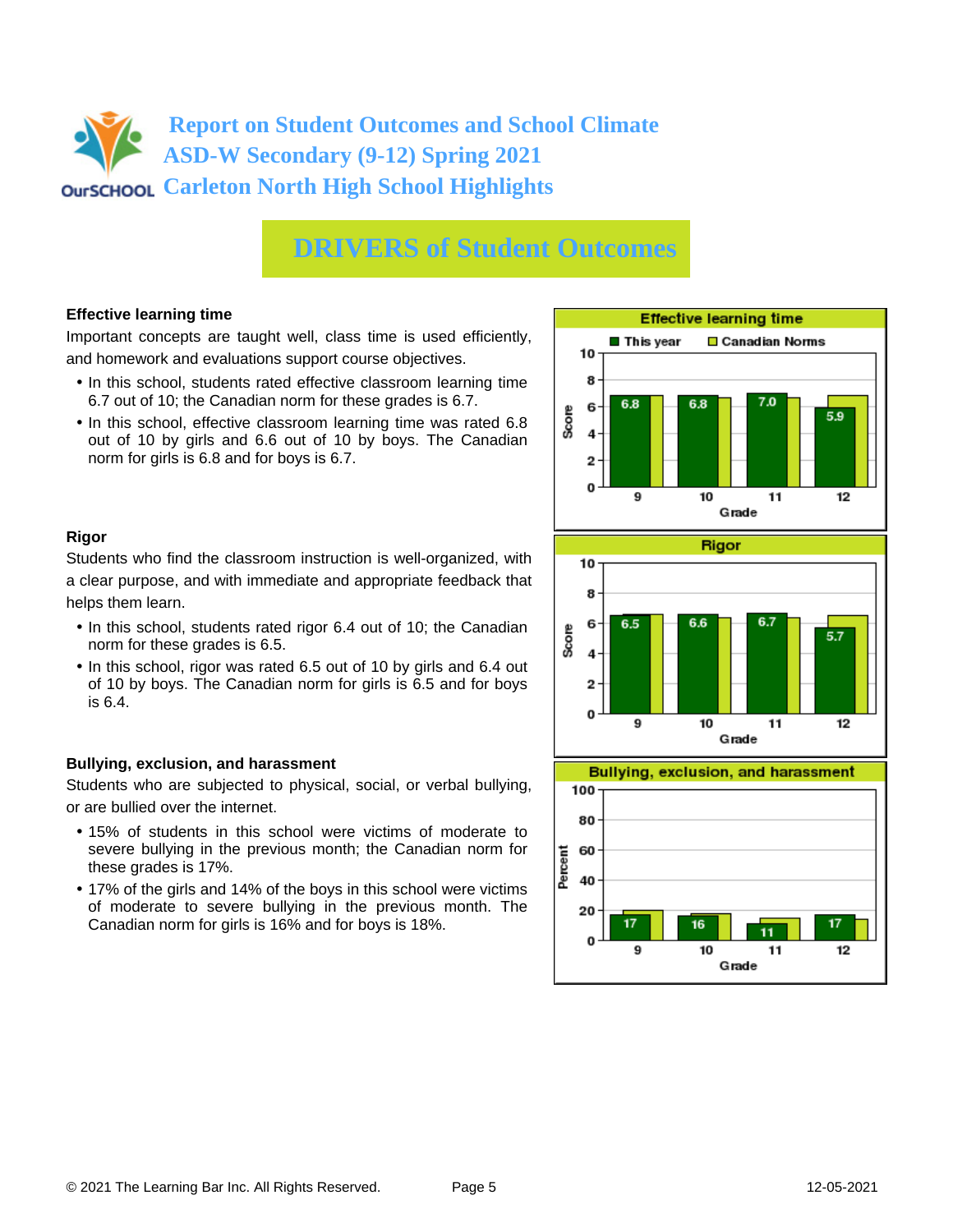# Report on Student Outcomes and School Climate
## ASD-W Secondary (9-12) Spring 2021
## Carleton North High School Highlights

## DRIVERS of Student Outcomes

### Effective learning time

Important concepts are taught well, class time is used efficiently, and homework and evaluations support course objectives.

- In this school, students rated effective classroom learning time 6.7 out of 10; the Canadian norm for these grades is 6.7.
- In this school, effective classroom learning time was rated 6.8 out of 10 by girls and 6.6 out of 10 by boys. The Canadian norm for girls is 6.8 and for boys is 6.7.

**Effective learning time**

| Grade | This year (Score) |
|---|---|
| 9 | 6.8 |
| 10 | 6.8 |
| 11 | 7.0 |
| 12 | 5.9 |

### Rigor

Students who find the classroom instruction is well-organized, with a clear purpose, and with immediate and appropriate feedback that helps them learn.

- In this school, students rated rigor 6.4 out of 10; the Canadian norm for these grades is 6.5.
- In this school, rigor was rated 6.5 out of 10 by girls and 6.4 out of 10 by boys. The Canadian norm for girls is 6.5 and for boys is 6.4.

**Rigor**

| Grade | This year (Score) |
|---|---|
| 9 | 6.5 |
| 10 | 6.6 |
| 11 | 6.7 |
| 12 | 5.7 |

### Bullying, exclusion, and harassment

Students who are subjected to physical, social, or verbal bullying, or are bullied over the internet.

- 15% of students in this school were victims of moderate to severe bullying in the previous month; the Canadian norm for these grades is 17%.
- 17% of the girls and 14% of the boys in this school were victims of moderate to severe bullying in the previous month. The Canadian norm for girls is 16% and for boys is 18%.

**Bullying, exclusion, and harassment**

| Grade | This year (Percent) |
|---|---|
| 9 | 17 |
| 10 | 16 |
| 11 | 11 |
| 12 | 17 |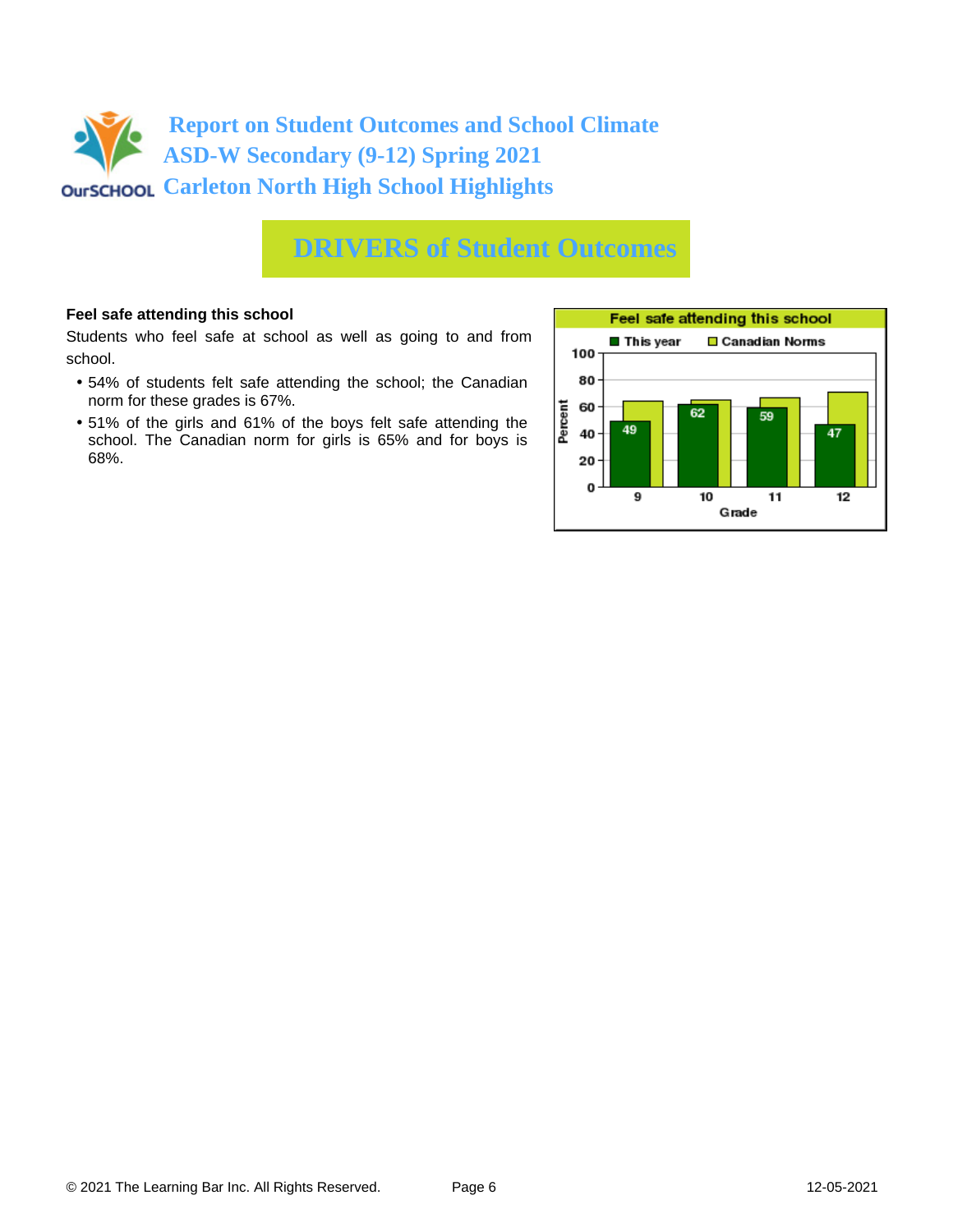# Report on Student Outcomes and School Climate
# ASD-W Secondary (9-12) Spring 2021
# Carleton North High School Highlights

## DRIVERS of Student Outcomes

**Feel safe attending this school**

Students who feel safe at school as well as going to and from school.

- 54% of students felt safe attending the school; the Canadian norm for these grades is 67%.
- 51% of the girls and 61% of the boys felt safe attending the school. The Canadian norm for girls is 65% and for boys is 68%.

**Feel safe attending this school**

| Grade | This year | Canadian Norms |
|---|---|---|
| 9 | 49 | |
| 10 | 62 | |
| 11 | 59 | |
| 12 | 47 | |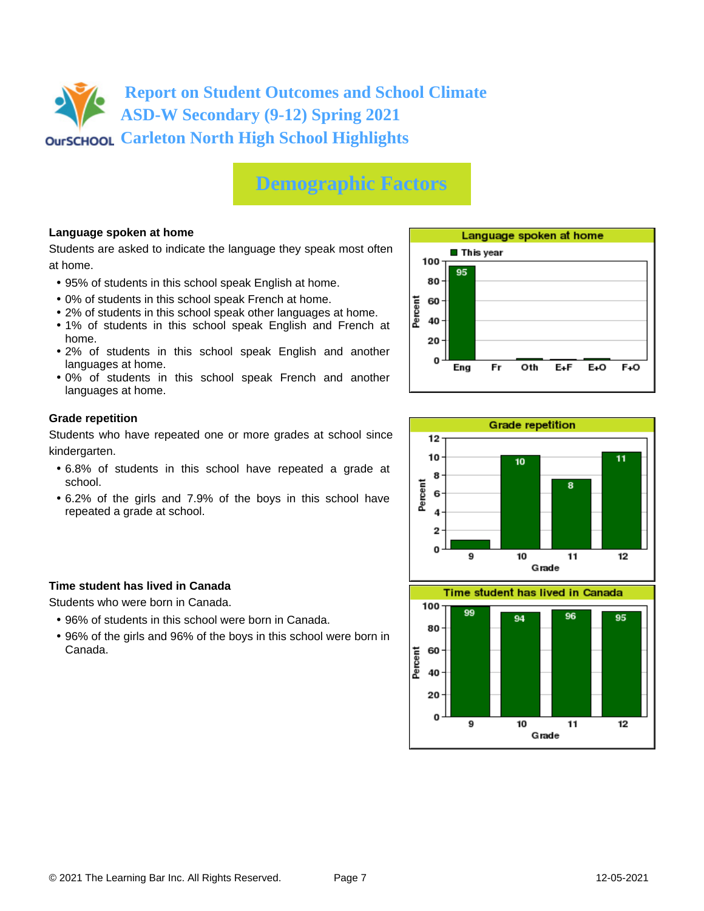# Report on Student Outcomes and School Climate
# ASD-W Secondary (9-12) Spring 2021
# Carleton North High School Highlights

## Demographic Factors

### Language spoken at home

Students are asked to indicate the language they speak most often at home.

- 95% of students in this school speak English at home.
- 0% of students in this school speak French at home.
- 2% of students in this school speak other languages at home.
- 1% of students in this school speak English and French at home.
- 2% of students in this school speak English and another languages at home.
- 0% of students in this school speak French and another languages at home.

**Language spoken at home**

| Language | This year (Percent) |
|---|---|
| Eng | 95 |
| Fr | |
| Oth | |
| E+F | |
| E+O | |
| F+O | |

### Grade repetition

Students who have repeated one or more grades at school since kindergarten.

- 6.8% of students in this school have repeated a grade at school.
- 6.2% of the girls and 7.9% of the boys in this school have repeated a grade at school.

**Grade repetition**

| Grade | Percent |
|---|---|
| 9 | |
| 10 | 10 |
| 11 | 8 |
| 12 | 11 |

### Time student has lived in Canada

Students who were born in Canada.

- 96% of students in this school were born in Canada.
- 96% of the girls and 96% of the boys in this school were born in Canada.

**Time student has lived in Canada**

| Grade | Percent |
|---|---|
| 9 | 99 |
| 10 | 94 |
| 11 | 96 |
| 12 | 95 |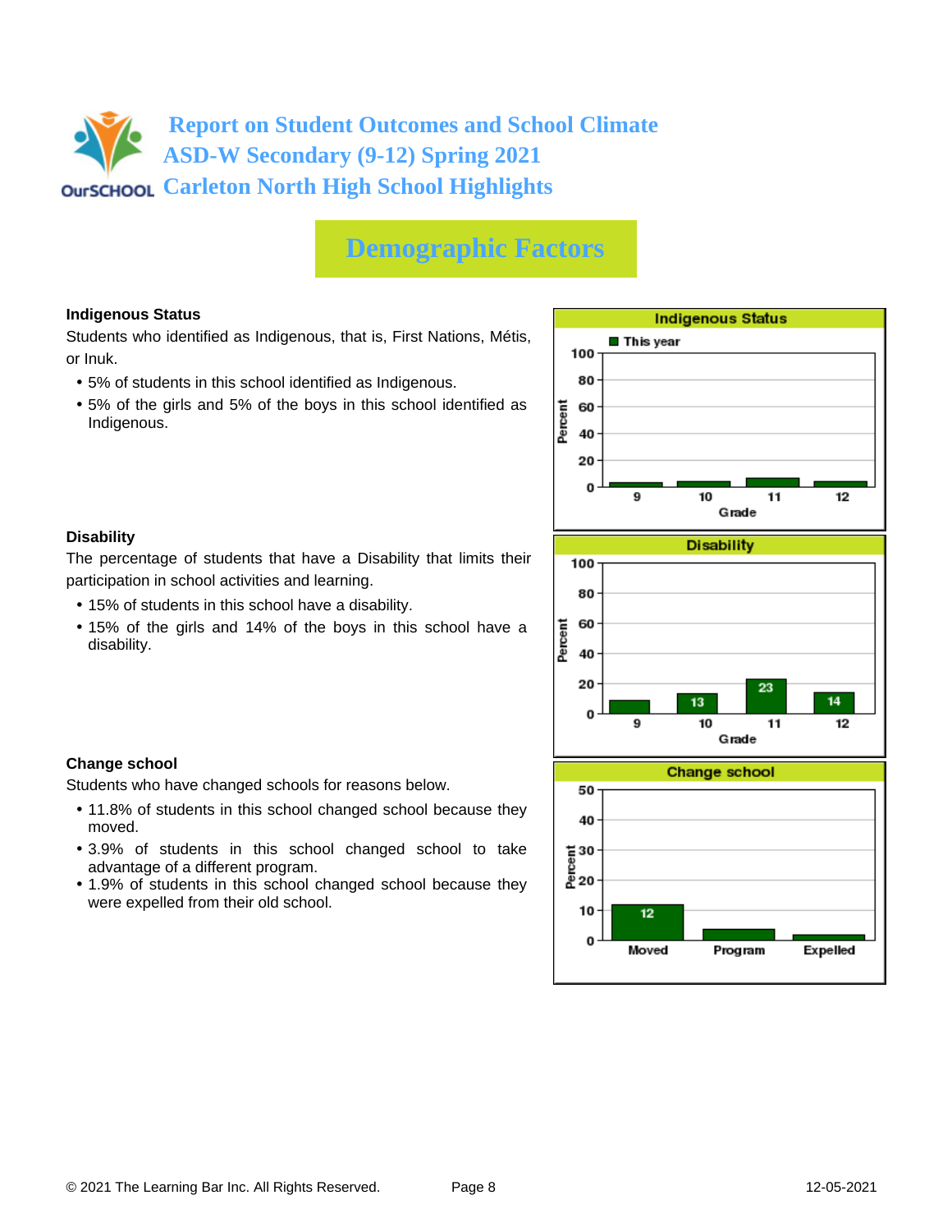# Report on Student Outcomes and School Climate
# ASD-W Secondary (9-12) Spring 2021
# Carleton North High School Highlights

## Demographic Factors

### Indigenous Status

Students who identified as Indigenous, that is, First Nations, Métis, or Inuk.

- 5% of students in this school identified as Indigenous.
- 5% of the girls and 5% of the boys in this school identified as Indigenous.

**Indigenous Status**

■ This year

Percent: 100, 80, 60, 40, 20, 0

Grade: 9, 10, 11, 12

### Disability

The percentage of students that have a Disability that limits their participation in school activities and learning.

- 15% of students in this school have a disability.
- 15% of the girls and 14% of the boys in this school have a disability.

**Disability**

| Grade | 9 | 10 | 11 | 12 |
|---|---|---|---|---|
| Percent | | 13 | 23 | 14 |

### Change school

Students who have changed schools for reasons below.

- 11.8% of students in this school changed school because they moved.
- 3.9% of students in this school changed school to take advantage of a different program.
- 1.9% of students in this school changed school because they were expelled from their old school.

**Change school**

| | Moved | Program | Expelled |
|---|---|---|---|
| Percent | 12 | | |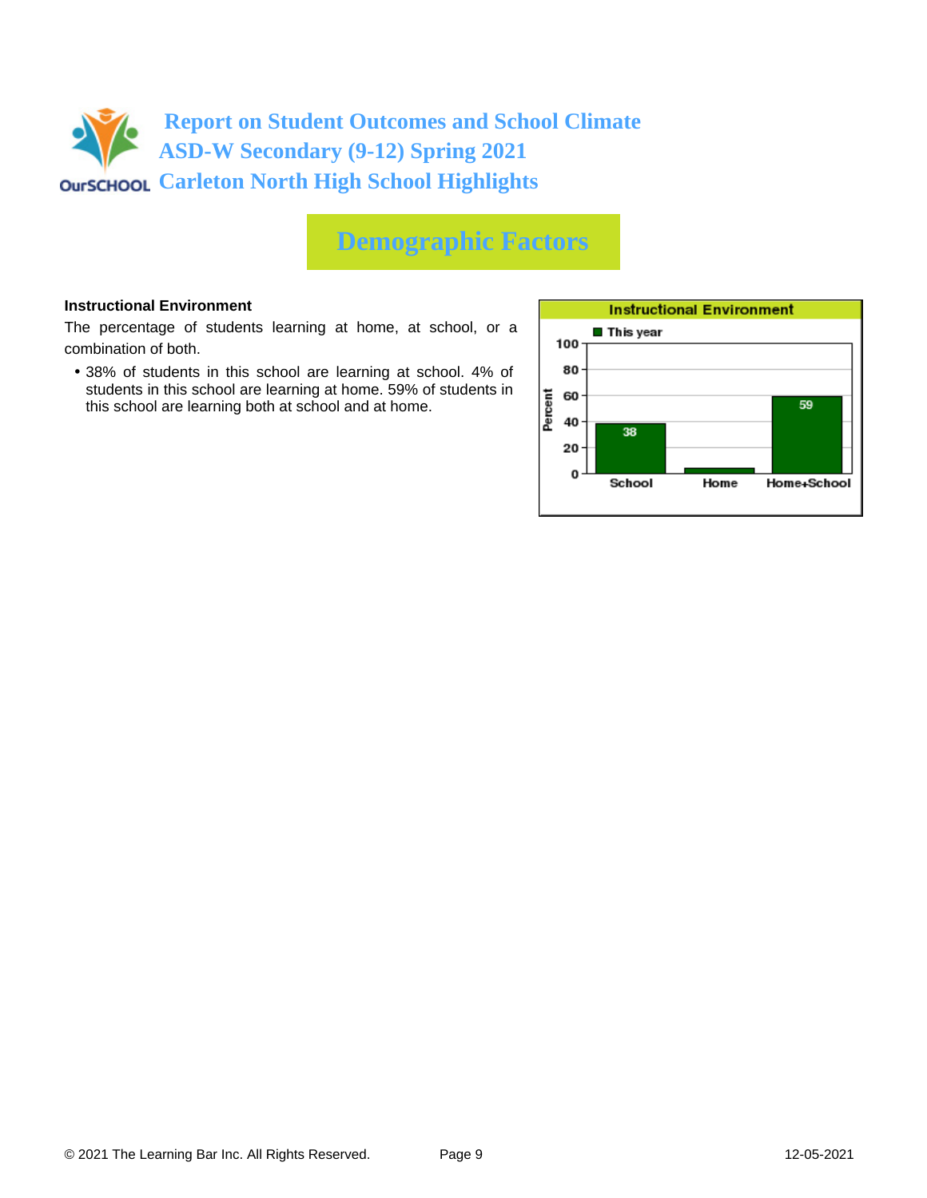# Report on Student Outcomes and School Climate
# ASD-W Secondary (9-12) Spring 2021
# Carleton North High School Highlights

## Demographic Factors

**Instructional Environment**

The percentage of students learning at home, at school, or a combination of both.

- 38% of students in this school are learning at school. 4% of students in this school are learning at home. 59% of students in this school are learning both at school and at home.

**Instructional Environment**

| | School | Home | Home+School |
|---|---|---|---|
| This year (Percent) | 38 | | 59 |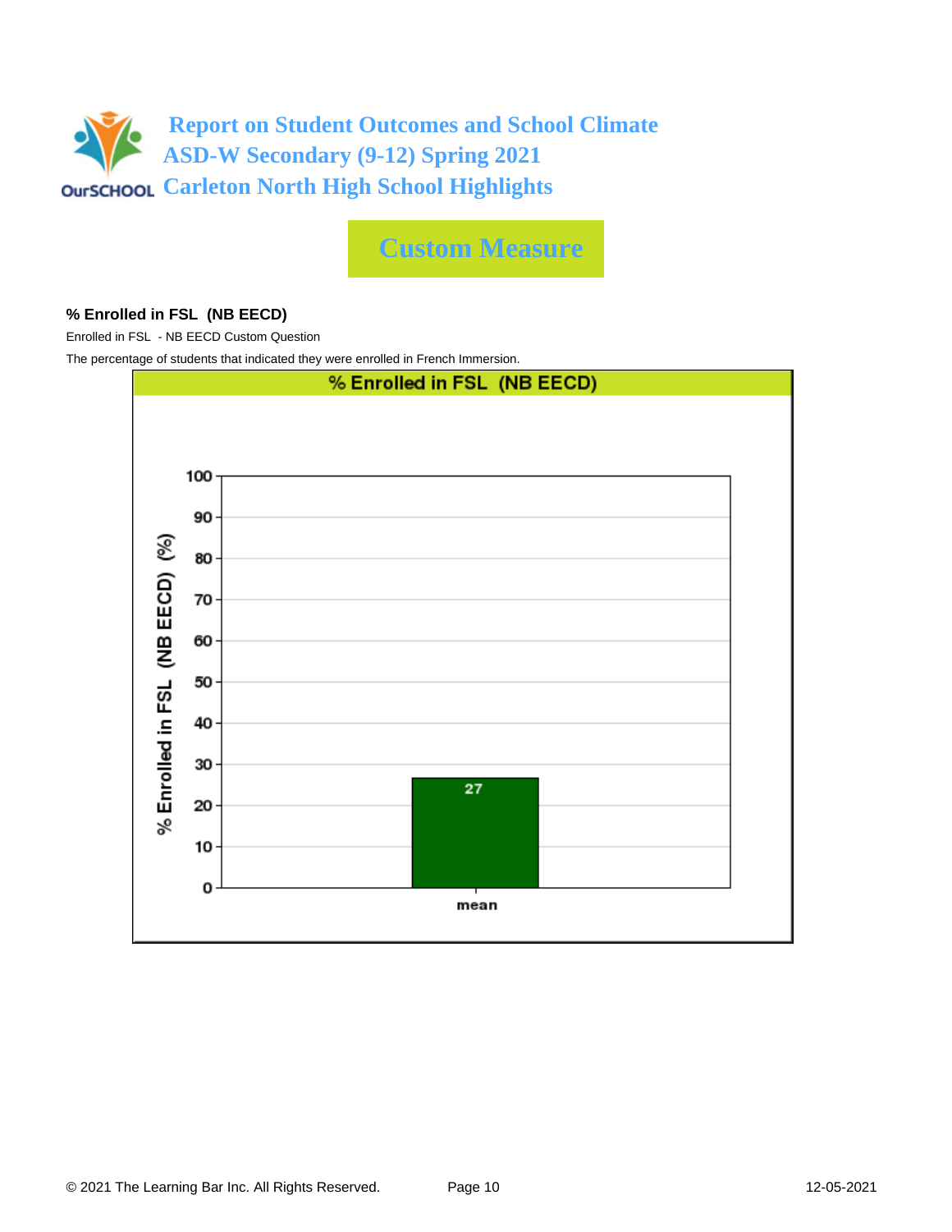# Report on Student Outcomes and School Climate
## ASD-W Secondary (9-12) Spring 2021
## Carleton North High School Highlights

## Custom Measure

### % Enrolled in FSL (NB EECD)

Enrolled in FSL - NB EECD Custom Question

The percentage of students that indicated they were enrolled in French Immersion.

**% Enrolled in FSL (NB EECD)**

| | % Enrolled in FSL (NB EECD) (%) |
|---|---|
| mean | 27 |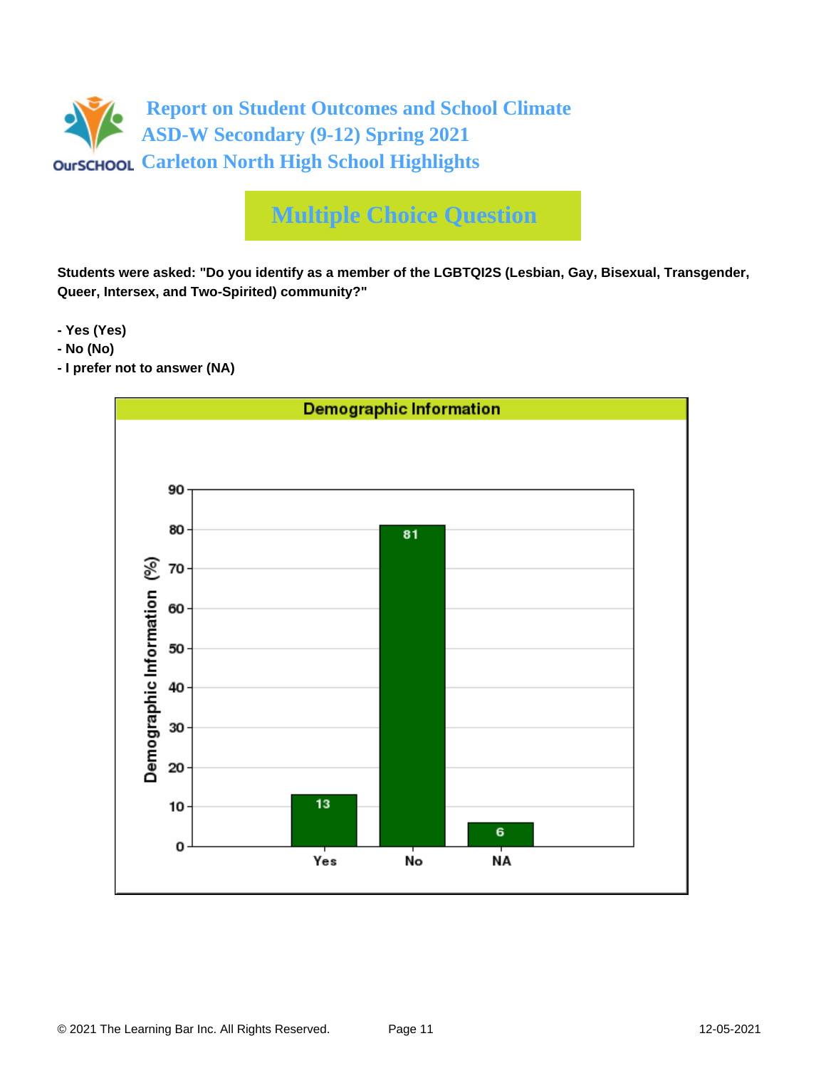# Report on Student Outcomes and School Climate
# ASD-W Secondary (9-12) Spring 2021
# Carleton North High School Highlights

## Multiple Choice Question

**Students were asked: "Do you identify as a member of the LGBTQI2S (Lesbian, Gay, Bisexual, Transgender, Queer, Intersex, and Two-Spirited) community?"**

- **Yes (Yes)**
- **No (No)**
- **I prefer not to answer (NA)**

**Demographic Information**

| Response | Demographic Information (%) |
| --- | --- |
| Yes | 13 |
| No | 81 |
| NA | 6 |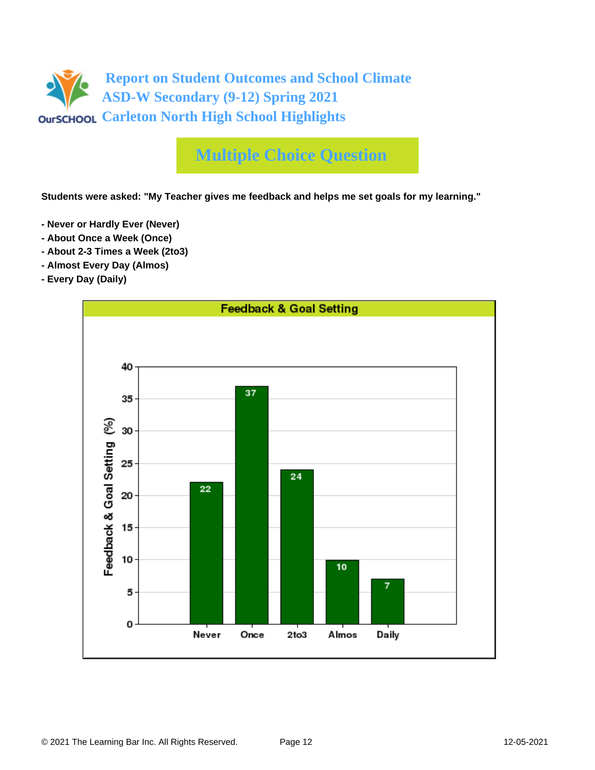# Report on Student Outcomes and School Climate
## ASD-W Secondary (9-12) Spring 2021
## Carleton North High School Highlights

## Multiple Choice Question

**Students were asked: "My Teacher gives me feedback and helps me set goals for my learning."**

- **Never or Hardly Ever (Never)**
- **About Once a Week (Once)**
- **About 2-3 Times a Week (2to3)**
- **Almost Every Day (Almos)**
- **Every Day (Daily)**

**Feedback & Goal Setting**

| Response | Feedback & Goal Setting (%) |
|---|---|
| Never | 22 |
| Once | 37 |
| 2to3 | 24 |
| Almos | 10 |
| Daily | 7 |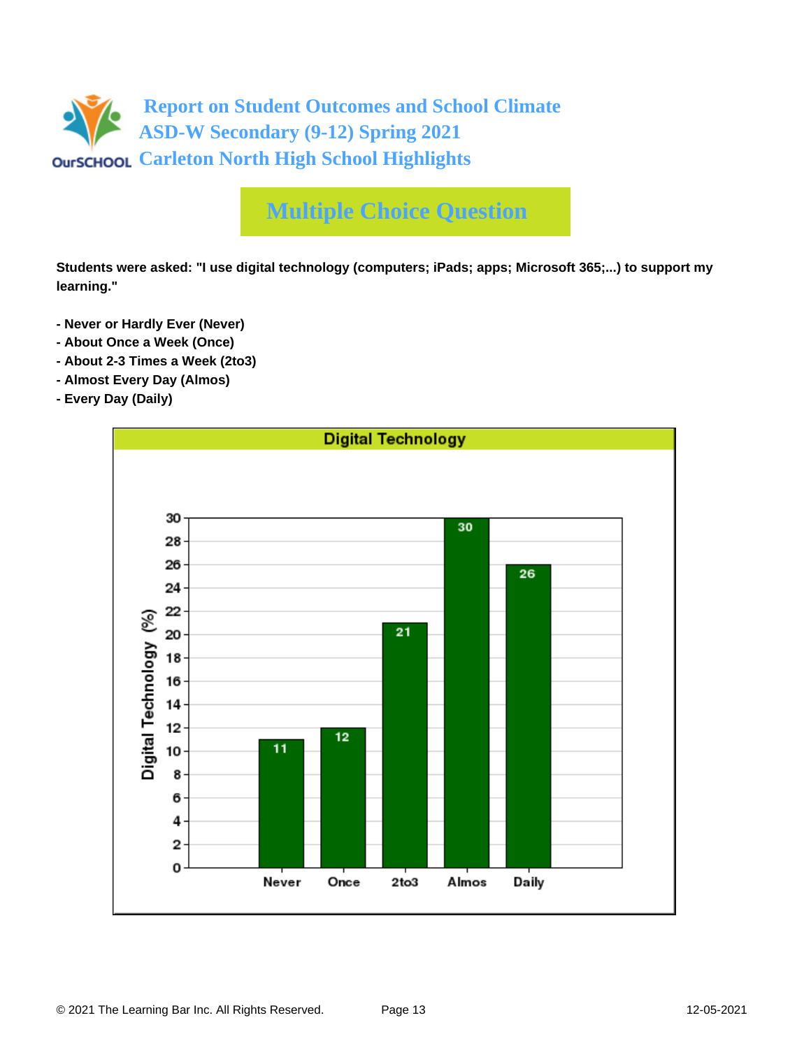# Report on Student Outcomes and School Climate
# ASD-W Secondary (9-12) Spring 2021
# Carleton North High School Highlights

## Multiple Choice Question

**Students were asked: "I use digital technology (computers; iPads; apps; Microsoft 365;...) to support my learning."**

- **Never or Hardly Ever (Never)**
- **About Once a Week (Once)**
- **About 2-3 Times a Week (2to3)**
- **Almost Every Day (Almos)**
- **Every Day (Daily)**

**Digital Technology**

| Response | Digital Technology (%) |
|---|---|
| Never | 11 |
| Once | 12 |
| 2to3 | 21 |
| Almos | 30 |
| Daily | 26 |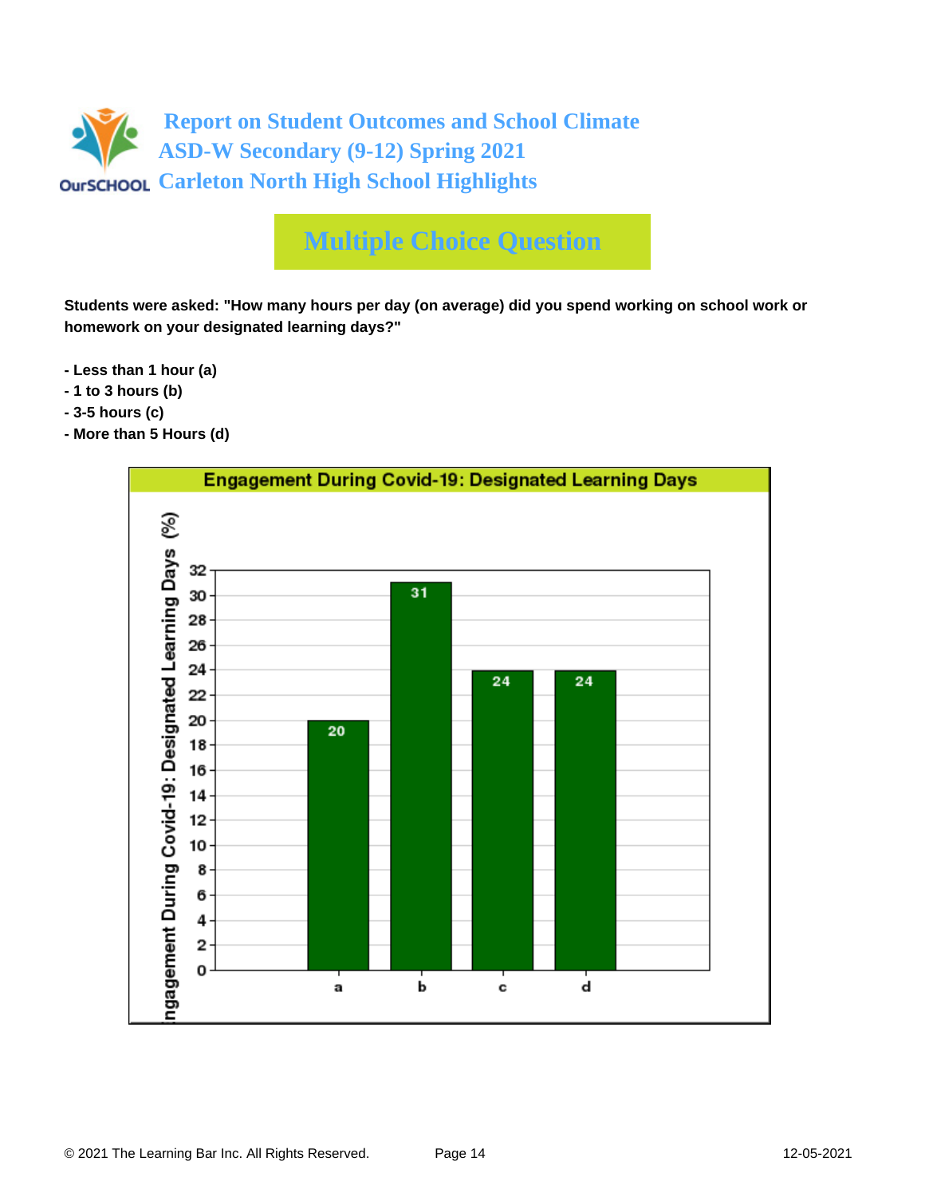# Report on Student Outcomes and School Climate
# ASD-W Secondary (9-12) Spring 2021
# Carleton North High School Highlights

## Multiple Choice Question

**Students were asked: "How many hours per day (on average) did you spend working on school work or homework on your designated learning days?"**

- **Less than 1 hour (a)**
- **1 to 3 hours (b)**
- **3-5 hours (c)**
- **More than 5 Hours (d)**

**Engagement During Covid-19: Designated Learning Days**

| Response | Engagement During Covid-19: Designated Learning Days (%) |
|---|---|
| a | 20 |
| b | 31 |
| c | 24 |
| d | 24 |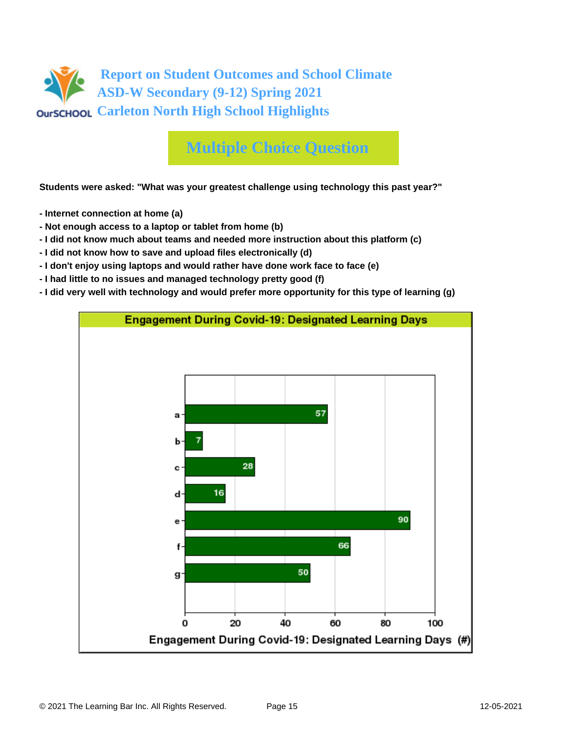# Report on Student Outcomes and School Climate
# ASD-W Secondary (9-12) Spring 2021
# Carleton North High School Highlights

OurSCHOOL

## Multiple Choice Question

**Students were asked: "What was your greatest challenge using technology this past year?"**

- **Internet connection at home (a)**
- **Not enough access to a laptop or tablet from home (b)**
- **I did not know much about teams and needed more instruction about this platform (c)**
- **I did not know how to save and upload files electronically (d)**
- **I don't enjoy using laptops and would rather have done work face to face (e)**
- **I had little to no issues and managed technology pretty good (f)**
- **I did very well with technology and would prefer more opportunity for this type of learning (g)**

**Engagement During Covid-19: Designated Learning Days**

a 57
b 7
c 28
d 16
e 90
f 66
g 50

0 20 40 60 80 100

Engagement During Covid-19: Designated Learning Days (#)

© 2021 The Learning Bar Inc. All Rights Reserved. 12-05-2021